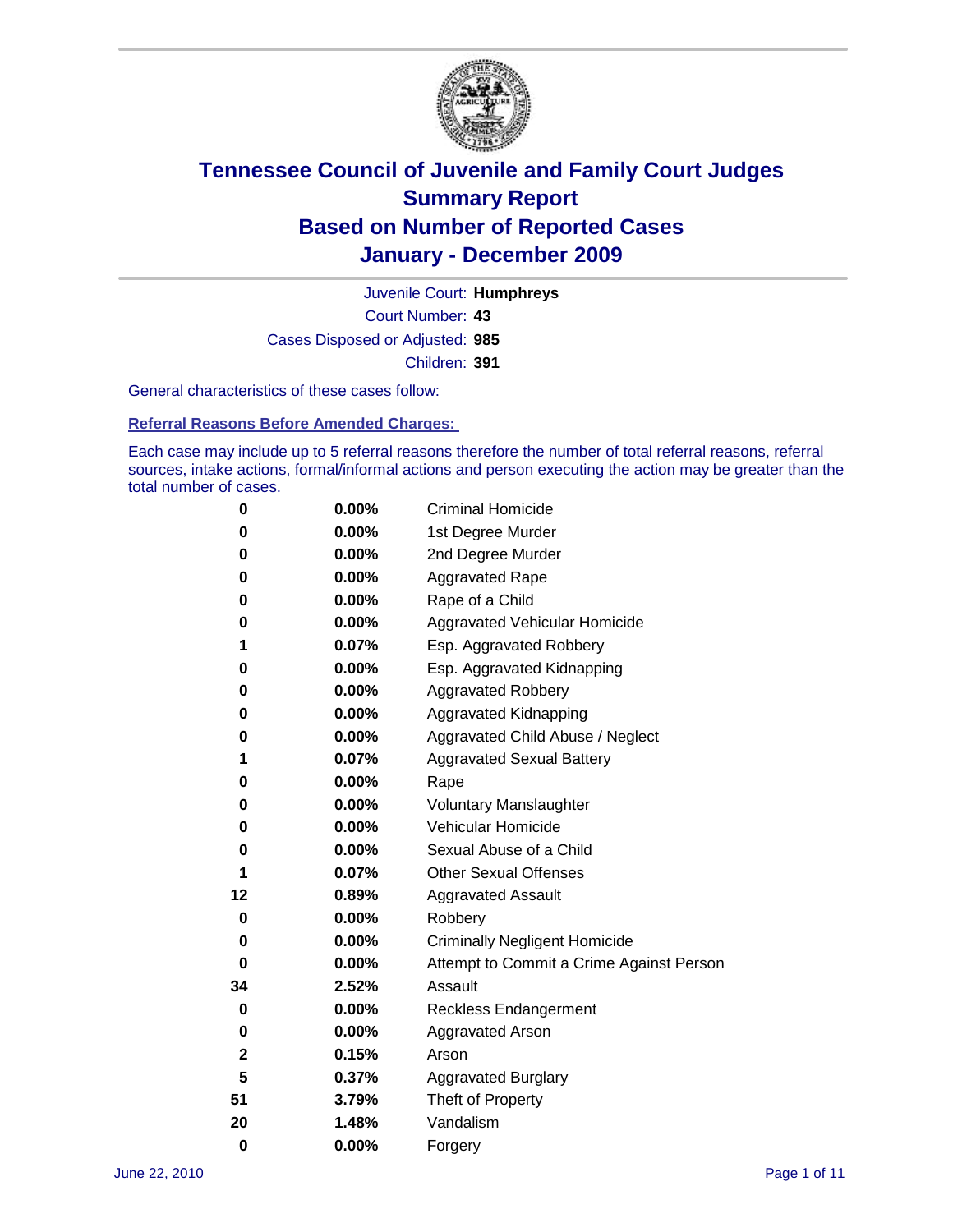# Tennessee Council of Juvenile and Family Court Judges
## Summary Report
## Based on Number of Reported Cases
## January - December 2009

Juvenile Court: **Humphreys**

Court Number: **43**

Cases Disposed or Adjusted: **985**

Children: **391**

General characteristics of these cases follow:

### Referral Reasons Before Amended Charges:

Each case may include up to 5 referral reasons therefore the number of total referral reasons, referral sources, intake actions, formal/informal actions and person executing the action may be greater than the total number of cases.

| | | |
|---|---|---|
| 0 | 0.00% | Criminal Homicide |
| 0 | 0.00% | 1st Degree Murder |
| 0 | 0.00% | 2nd Degree Murder |
| 0 | 0.00% | Aggravated Rape |
| 0 | 0.00% | Rape of a Child |
| 0 | 0.00% | Aggravated Vehicular Homicide |
| 1 | 0.07% | Esp. Aggravated Robbery |
| 0 | 0.00% | Esp. Aggravated Kidnapping |
| 0 | 0.00% | Aggravated Robbery |
| 0 | 0.00% | Aggravated Kidnapping |
| 0 | 0.00% | Aggravated Child Abuse / Neglect |
| 1 | 0.07% | Aggravated Sexual Battery |
| 0 | 0.00% | Rape |
| 0 | 0.00% | Voluntary Manslaughter |
| 0 | 0.00% | Vehicular Homicide |
| 0 | 0.00% | Sexual Abuse of a Child |
| 1 | 0.07% | Other Sexual Offenses |
| 12 | 0.89% | Aggravated Assault |
| 0 | 0.00% | Robbery |
| 0 | 0.00% | Criminally Negligent Homicide |
| 0 | 0.00% | Attempt to Commit a Crime Against Person |
| 34 | 2.52% | Assault |
| 0 | 0.00% | Reckless Endangerment |
| 0 | 0.00% | Aggravated Arson |
| 2 | 0.15% | Arson |
| 5 | 0.37% | Aggravated Burglary |
| 51 | 3.79% | Theft of Property |
| 20 | 1.48% | Vandalism |
| 0 | 0.00% | Forgery |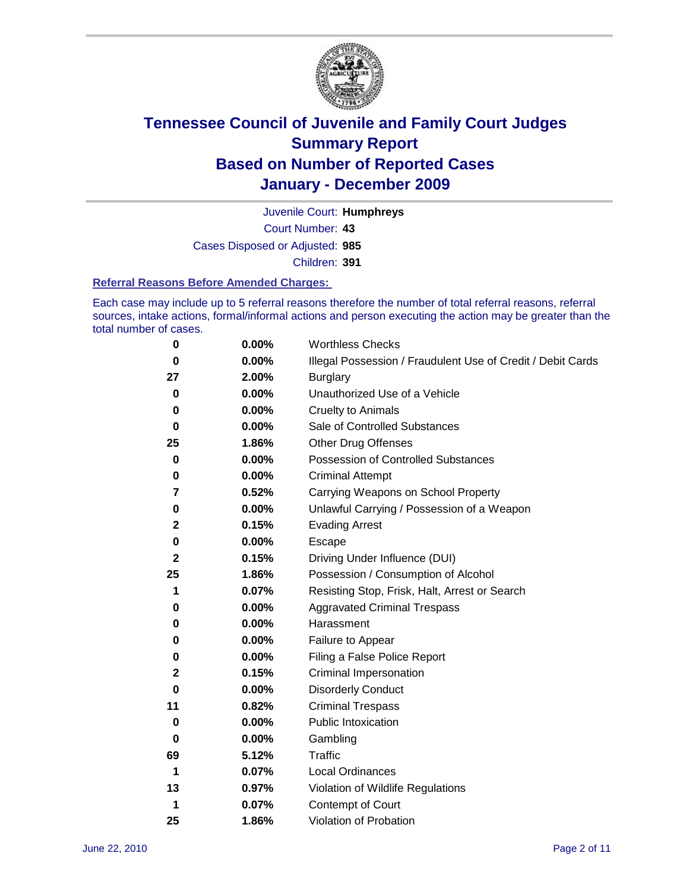# Tennessee Council of Juvenile and Family Court Judges
# Summary Report
# Based on Number of Reported Cases
# January - December 2009

Juvenile Court: **Humphreys**

Court Number: **43**

Cases Disposed or Adjusted: **985**

Children: **391**

### Referral Reasons Before Amended Charges:

Each case may include up to 5 referral reasons therefore the number of total referral reasons, referral sources, intake actions, formal/informal actions and person executing the action may be greater than the total number of cases.

| | | |
|---|---|---|
| 0 | 0.00% | Worthless Checks |
| 0 | 0.00% | Illegal Possession / Fraudulent Use of Credit / Debit Cards |
| 27 | 2.00% | Burglary |
| 0 | 0.00% | Unauthorized Use of a Vehicle |
| 0 | 0.00% | Cruelty to Animals |
| 0 | 0.00% | Sale of Controlled Substances |
| 25 | 1.86% | Other Drug Offenses |
| 0 | 0.00% | Possession of Controlled Substances |
| 0 | 0.00% | Criminal Attempt |
| 7 | 0.52% | Carrying Weapons on School Property |
| 0 | 0.00% | Unlawful Carrying / Possession of a Weapon |
| 2 | 0.15% | Evading Arrest |
| 0 | 0.00% | Escape |
| 2 | 0.15% | Driving Under Influence (DUI) |
| 25 | 1.86% | Possession / Consumption of Alcohol |
| 1 | 0.07% | Resisting Stop, Frisk, Halt, Arrest or Search |
| 0 | 0.00% | Aggravated Criminal Trespass |
| 0 | 0.00% | Harassment |
| 0 | 0.00% | Failure to Appear |
| 0 | 0.00% | Filing a False Police Report |
| 2 | 0.15% | Criminal Impersonation |
| 0 | 0.00% | Disorderly Conduct |
| 11 | 0.82% | Criminal Trespass |
| 0 | 0.00% | Public Intoxication |
| 0 | 0.00% | Gambling |
| 69 | 5.12% | Traffic |
| 1 | 0.07% | Local Ordinances |
| 13 | 0.97% | Violation of Wildlife Regulations |
| 1 | 0.07% | Contempt of Court |
| 25 | 1.86% | Violation of Probation |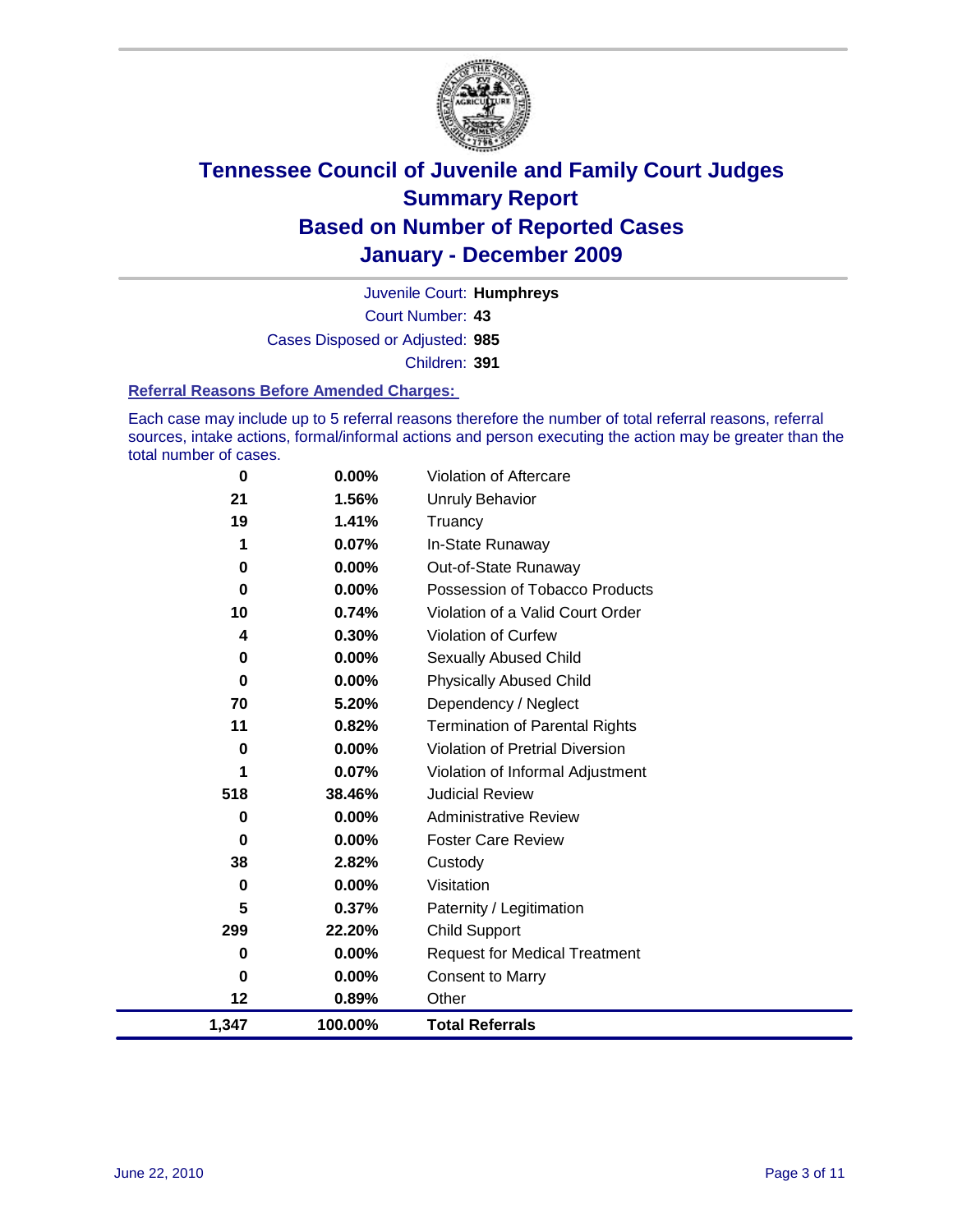# Tennessee Council of Juvenile and Family Court Judges
## Summary Report
## Based on Number of Reported Cases
## January - December 2009

Juvenile Court: **Humphreys**

Court Number: **43**

Cases Disposed or Adjusted: **985**

Children: **391**

### Referral Reasons Before Amended Charges:

Each case may include up to 5 referral reasons therefore the number of total referral reasons, referral sources, intake actions, formal/informal actions and person executing the action may be greater than the total number of cases.

| Count | Percent | Referral Reason |
|---|---|---|
| 0 | 0.00% | Violation of Aftercare |
| 21 | 1.56% | Unruly Behavior |
| 19 | 1.41% | Truancy |
| 1 | 0.07% | In-State Runaway |
| 0 | 0.00% | Out-of-State Runaway |
| 0 | 0.00% | Possession of Tobacco Products |
| 10 | 0.74% | Violation of a Valid Court Order |
| 4 | 0.30% | Violation of Curfew |
| 0 | 0.00% | Sexually Abused Child |
| 0 | 0.00% | Physically Abused Child |
| 70 | 5.20% | Dependency / Neglect |
| 11 | 0.82% | Termination of Parental Rights |
| 0 | 0.00% | Violation of Pretrial Diversion |
| 1 | 0.07% | Violation of Informal Adjustment |
| 518 | 38.46% | Judicial Review |
| 0 | 0.00% | Administrative Review |
| 0 | 0.00% | Foster Care Review |
| 38 | 2.82% | Custody |
| 0 | 0.00% | Visitation |
| 5 | 0.37% | Paternity / Legitimation |
| 299 | 22.20% | Child Support |
| 0 | 0.00% | Request for Medical Treatment |
| 0 | 0.00% | Consent to Marry |
| 12 | 0.89% | Other |
| **1,347** | **100.00%** | **Total Referrals** |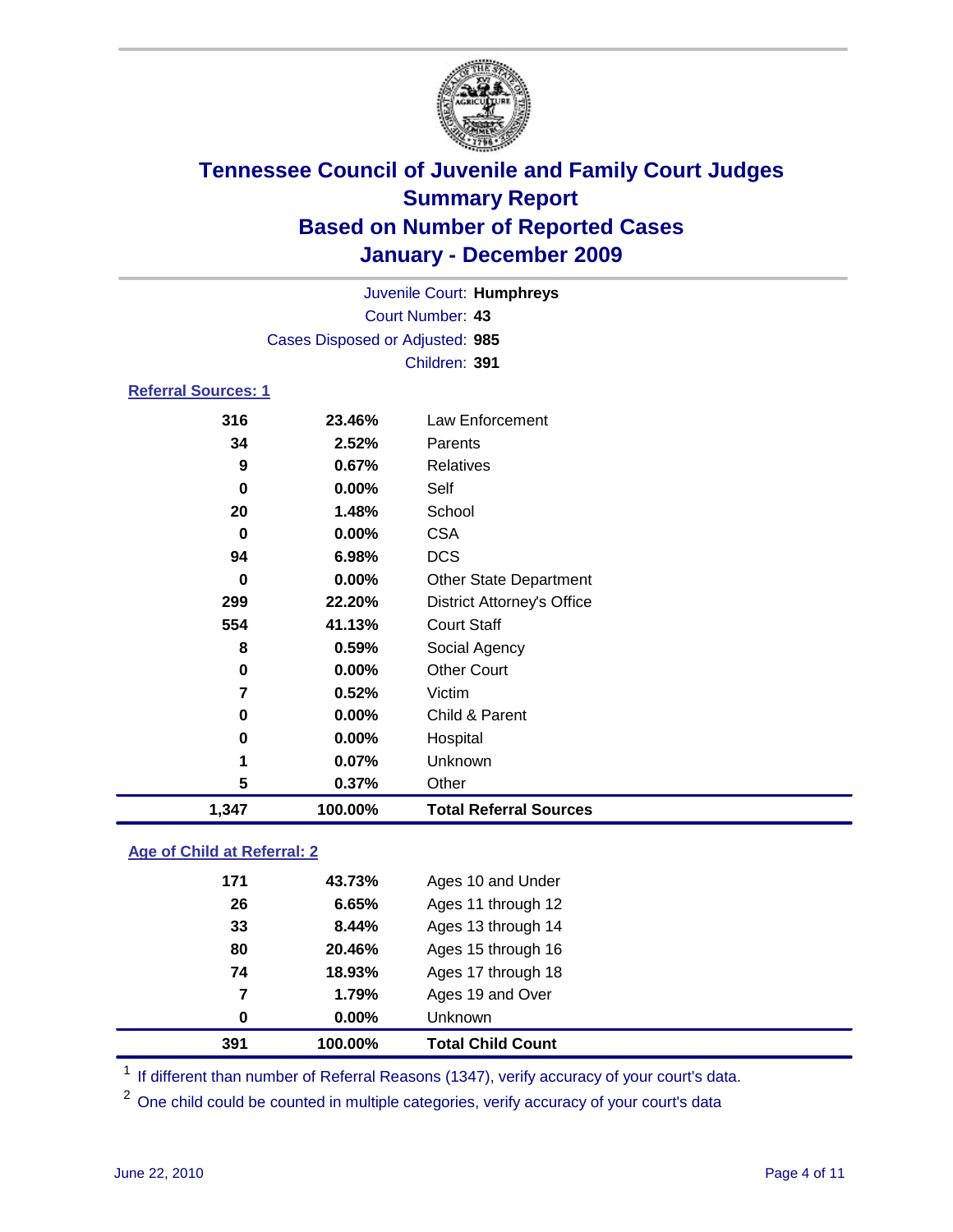# Tennessee Council of Juvenile and Family Court Judges
## Summary Report
## Based on Number of Reported Cases
## January - December 2009

Juvenile Court: **Humphreys**

Court Number: **43**

Cases Disposed or Adjusted: **985**

Children: **391**

### Referral Sources: 1

| Count | Percent | Source |
|---|---|---|
| 316 | 23.46% | Law Enforcement |
| 34 | 2.52% | Parents |
| 9 | 0.67% | Relatives |
| 0 | 0.00% | Self |
| 20 | 1.48% | School |
| 0 | 0.00% | CSA |
| 94 | 6.98% | DCS |
| 0 | 0.00% | Other State Department |
| 299 | 22.20% | District Attorney's Office |
| 554 | 41.13% | Court Staff |
| 8 | 0.59% | Social Agency |
| 0 | 0.00% | Other Court |
| 7 | 0.52% | Victim |
| 0 | 0.00% | Child & Parent |
| 0 | 0.00% | Hospital |
| 1 | 0.07% | Unknown |
| 5 | 0.37% | Other |
| **1,347** | **100.00%** | **Total Referral Sources** |

### Age of Child at Referral: 2

| Count | Percent | Age |
|---|---|---|
| 171 | 43.73% | Ages 10 and Under |
| 26 | 6.65% | Ages 11 through 12 |
| 33 | 8.44% | Ages 13 through 14 |
| 80 | 20.46% | Ages 15 through 16 |
| 74 | 18.93% | Ages 17 through 18 |
| 7 | 1.79% | Ages 19 and Over |
| 0 | 0.00% | Unknown |
| **391** | **100.00%** | **Total Child Count** |

[1] If different than number of Referral Reasons (1347), verify accuracy of your court's data.

[2] One child could be counted in multiple categories, verify accuracy of your court's data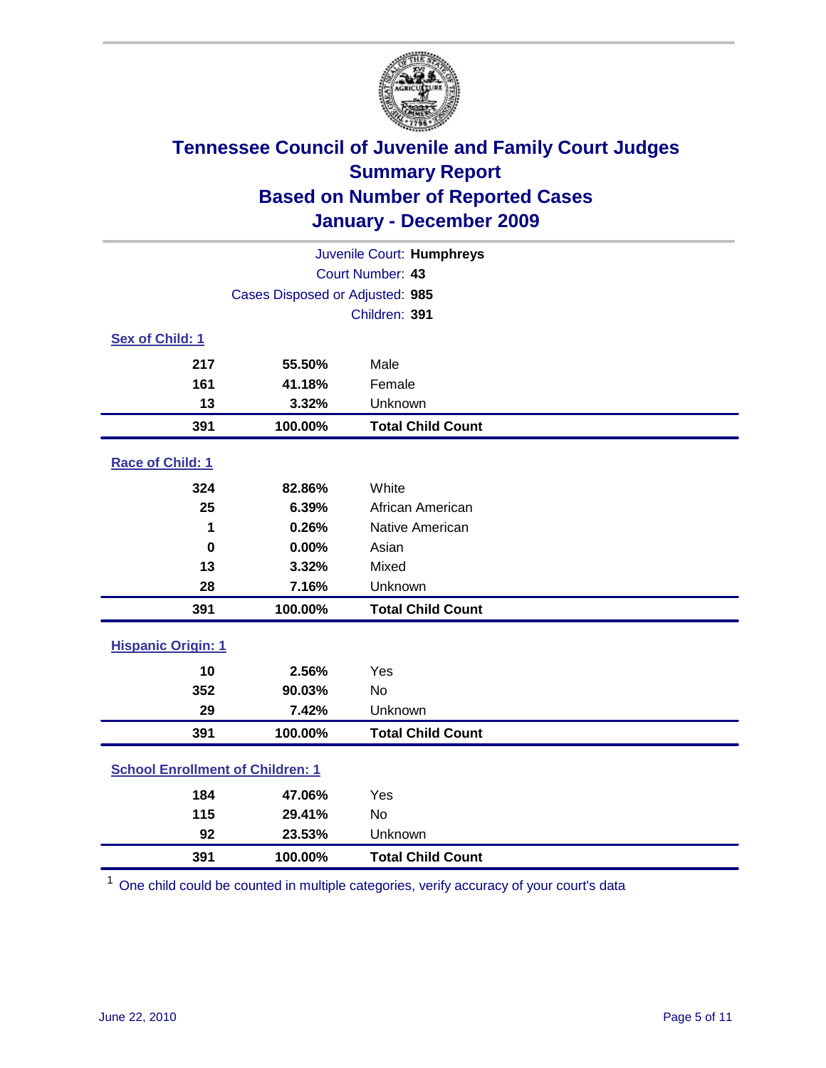# Tennessee Council of Juvenile and Family Court Judges
## Summary Report
## Based on Number of Reported Cases
## January - December 2009

Juvenile Court: **Humphreys**
Court Number: **43**
Cases Disposed or Adjusted: **985**
Children: **391**

### Sex of Child: [1]

| | | |
|---|---|---|
| 217 | 55.50% | Male |
| 161 | 41.18% | Female |
| 13 | 3.32% | Unknown |
| **391** | **100.00%** | **Total Child Count** |

### Race of Child: [1]

| | | |
|---|---|---|
| 324 | 82.86% | White |
| 25 | 6.39% | African American |
| 1 | 0.26% | Native American |
| 0 | 0.00% | Asian |
| 13 | 3.32% | Mixed |
| 28 | 7.16% | Unknown |
| **391** | **100.00%** | **Total Child Count** |

### Hispanic Origin: [1]

| | | |
|---|---|---|
| 10 | 2.56% | Yes |
| 352 | 90.03% | No |
| 29 | 7.42% | Unknown |
| **391** | **100.00%** | **Total Child Count** |

### School Enrollment of Children: [1]

| | | |
|---|---|---|
| 184 | 47.06% | Yes |
| 115 | 29.41% | No |
| 92 | 23.53% | Unknown |
| **391** | **100.00%** | **Total Child Count** |

[1] One child could be counted in multiple categories, verify accuracy of your court's data

June 22, 2010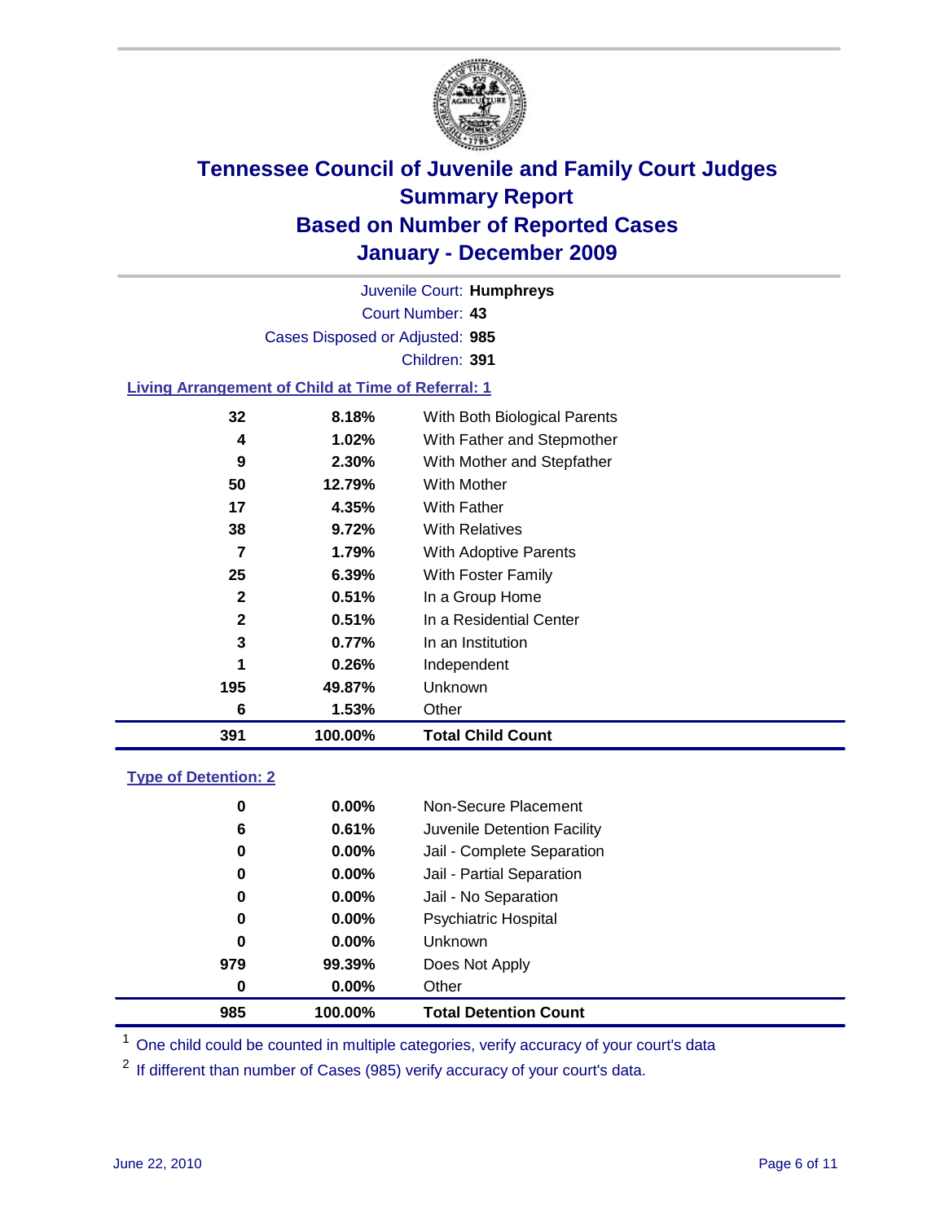# Tennessee Council of Juvenile and Family Court Judges
## Summary Report
## Based on Number of Reported Cases
## January - December 2009

Juvenile Court: **Humphreys**

Court Number: **43**

Cases Disposed or Adjusted: **985**

Children: **391**

### Living Arrangement of Child at Time of Referral: 1

| Count | Percent | Category |
|---|---|---|
| 32 | 8.18% | With Both Biological Parents |
| 4 | 1.02% | With Father and Stepmother |
| 9 | 2.30% | With Mother and Stepfather |
| 50 | 12.79% | With Mother |
| 17 | 4.35% | With Father |
| 38 | 9.72% | With Relatives |
| 7 | 1.79% | With Adoptive Parents |
| 25 | 6.39% | With Foster Family |
| 2 | 0.51% | In a Group Home |
| 2 | 0.51% | In a Residential Center |
| 3 | 0.77% | In an Institution |
| 1 | 0.26% | Independent |
| 195 | 49.87% | Unknown |
| 6 | 1.53% | Other |
| **391** | **100.00%** | **Total Child Count** |

### Type of Detention: 2

| Count | Percent | Category |
|---|---|---|
| 0 | 0.00% | Non-Secure Placement |
| 6 | 0.61% | Juvenile Detention Facility |
| 0 | 0.00% | Jail - Complete Separation |
| 0 | 0.00% | Jail - Partial Separation |
| 0 | 0.00% | Jail - No Separation |
| 0 | 0.00% | Psychiatric Hospital |
| 0 | 0.00% | Unknown |
| 979 | 99.39% | Does Not Apply |
| 0 | 0.00% | Other |
| **985** | **100.00%** | **Total Detention Count** |

[1] One child could be counted in multiple categories, verify accuracy of your court's data

[2] If different than number of Cases (985) verify accuracy of your court's data.

June 22, 2010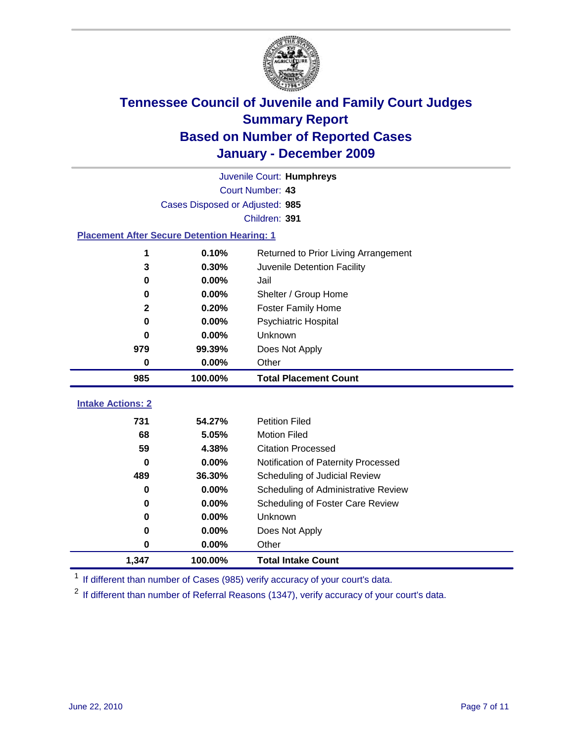# Tennessee Council of Juvenile and Family Court Judges
## Summary Report
## Based on Number of Reported Cases
## January - December 2009

Juvenile Court: **Humphreys**

Court Number: **43**

Cases Disposed or Adjusted: **985**

Children: **391**

### Placement After Secure Detention Hearing: 1

| Count | Percent | Placement |
|---|---|---|
| 1 | 0.10% | Returned to Prior Living Arrangement |
| 3 | 0.30% | Juvenile Detention Facility |
| 0 | 0.00% | Jail |
| 0 | 0.00% | Shelter / Group Home |
| 2 | 0.20% | Foster Family Home |
| 0 | 0.00% | Psychiatric Hospital |
| 0 | 0.00% | Unknown |
| 979 | 99.39% | Does Not Apply |
| 0 | 0.00% | Other |
| **985** | **100.00%** | **Total Placement Count** |

### Intake Actions: 2

| Count | Percent | Intake Action |
|---|---|---|
| 731 | 54.27% | Petition Filed |
| 68 | 5.05% | Motion Filed |
| 59 | 4.38% | Citation Processed |
| 0 | 0.00% | Notification of Paternity Processed |
| 489 | 36.30% | Scheduling of Judicial Review |
| 0 | 0.00% | Scheduling of Administrative Review |
| 0 | 0.00% | Scheduling of Foster Care Review |
| 0 | 0.00% | Unknown |
| 0 | 0.00% | Does Not Apply |
| 0 | 0.00% | Other |
| **1,347** | **100.00%** | **Total Intake Count** |

[1] If different than number of Cases (985) verify accuracy of your court's data.

[2] If different than number of Referral Reasons (1347), verify accuracy of your court's data.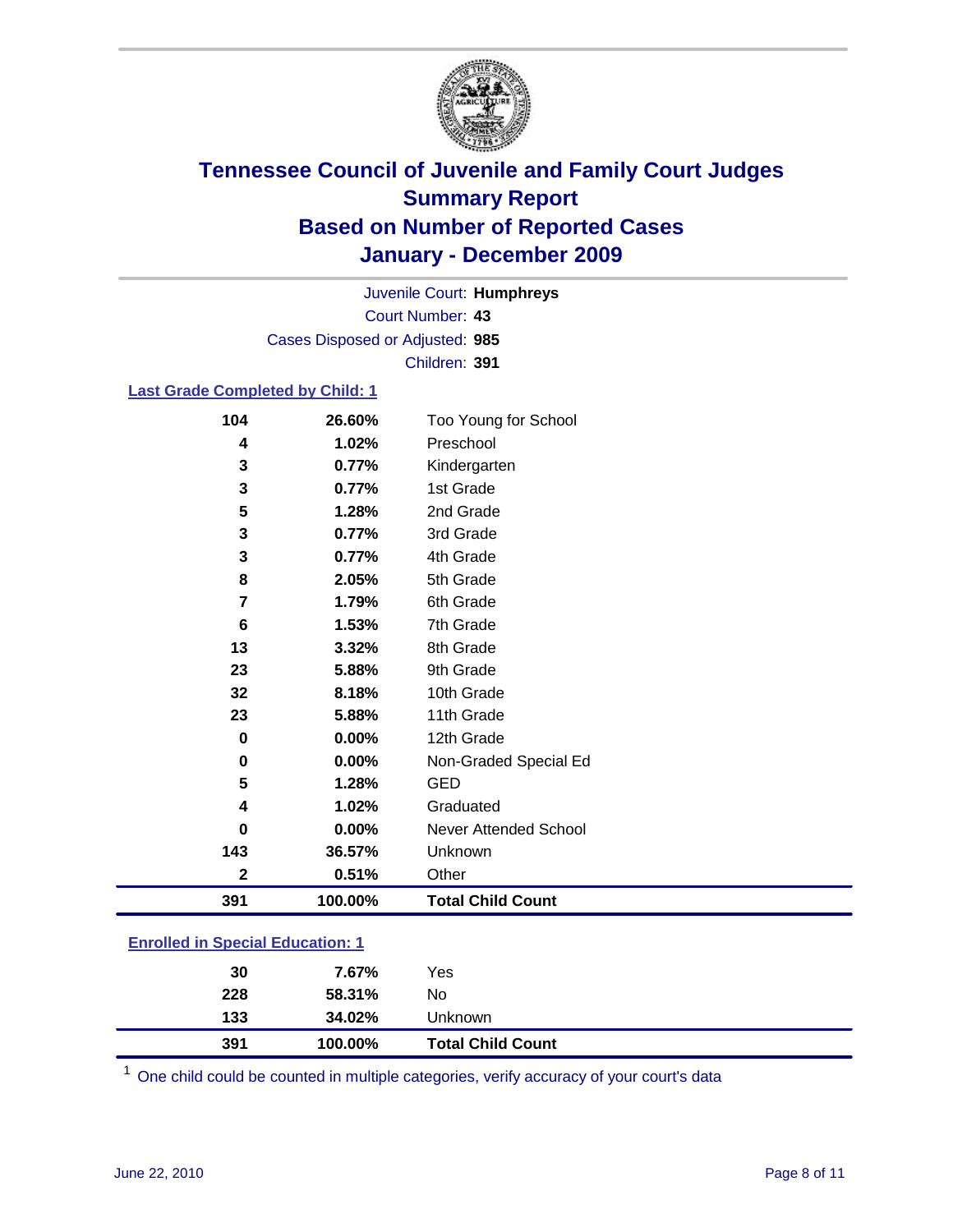# Tennessee Council of Juvenile and Family Court Judges
## Summary Report
## Based on Number of Reported Cases
## January - December 2009

Juvenile Court: **Humphreys**
Court Number: **43**
Cases Disposed or Adjusted: **985**
Children: **391**

### Last Grade Completed by Child: 1

| | | |
|---|---|---|
| 104 | 26.60% | Too Young for School |
| 4 | 1.02% | Preschool |
| 3 | 0.77% | Kindergarten |
| 3 | 0.77% | 1st Grade |
| 5 | 1.28% | 2nd Grade |
| 3 | 0.77% | 3rd Grade |
| 3 | 0.77% | 4th Grade |
| 8 | 2.05% | 5th Grade |
| 7 | 1.79% | 6th Grade |
| 6 | 1.53% | 7th Grade |
| 13 | 3.32% | 8th Grade |
| 23 | 5.88% | 9th Grade |
| 32 | 8.18% | 10th Grade |
| 23 | 5.88% | 11th Grade |
| 0 | 0.00% | 12th Grade |
| 0 | 0.00% | Non-Graded Special Ed |
| 5 | 1.28% | GED |
| 4 | 1.02% | Graduated |
| 0 | 0.00% | Never Attended School |
| 143 | 36.57% | Unknown |
| 2 | 0.51% | Other |
| **391** | **100.00%** | **Total Child Count** |

### Enrolled in Special Education: 1

| | | |
|---|---|---|
| 30 | 7.67% | Yes |
| 228 | 58.31% | No |
| 133 | 34.02% | Unknown |
| **391** | **100.00%** | **Total Child Count** |

[1] One child could be counted in multiple categories, verify accuracy of your court's data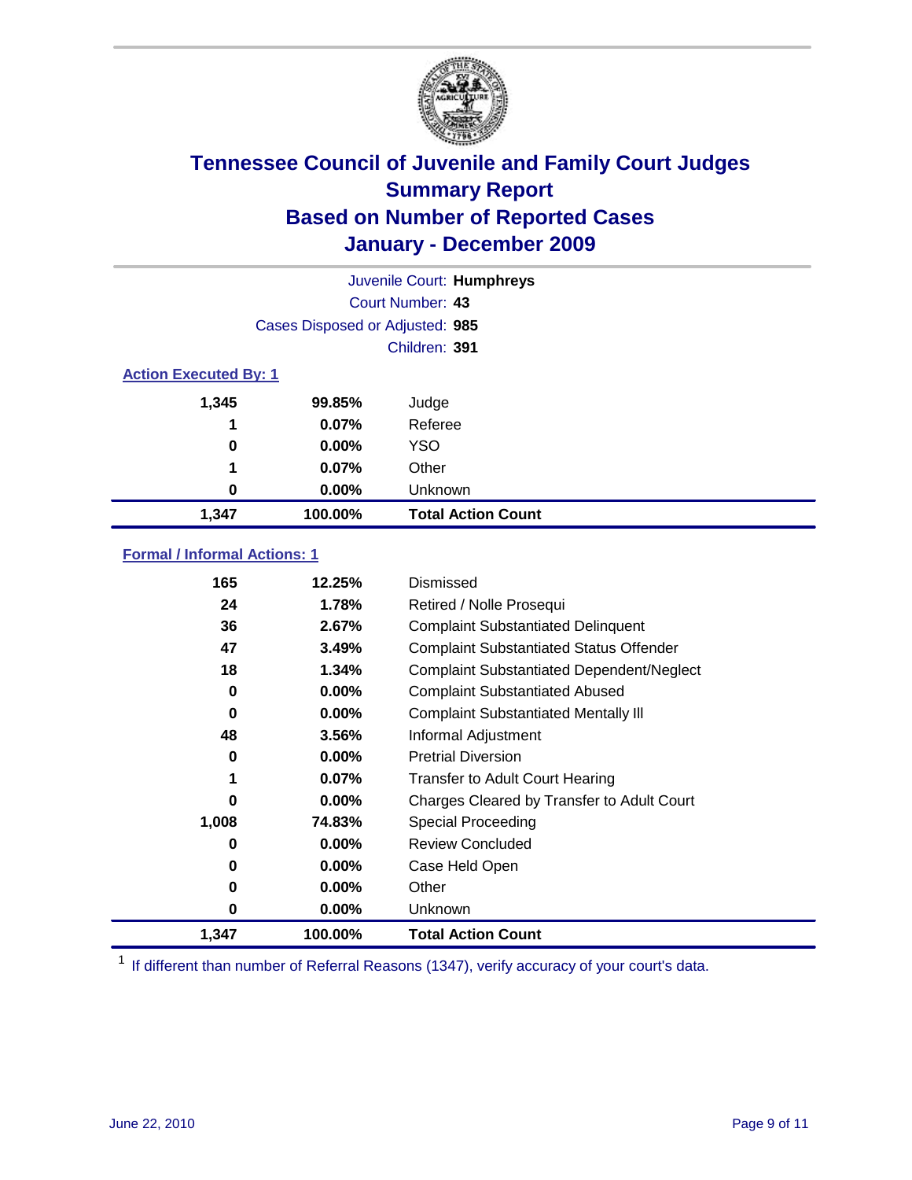# Tennessee Council of Juvenile and Family Court Judges
## Summary Report
## Based on Number of Reported Cases
## January - December 2009

Juvenile Court: **Humphreys**

Court Number: **43**

Cases Disposed or Adjusted: **985**

Children: **391**

### Action Executed By: 1

| Count | Percent | Action |
|---|---|---|
| 1,345 | 99.85% | Judge |
| 1 | 0.07% | Referee |
| 0 | 0.00% | YSO |
| 1 | 0.07% | Other |
| 0 | 0.00% | Unknown |
| **1,347** | **100.00%** | **Total Action Count** |

### Formal / Informal Actions: 1

| Count | Percent | Action |
|---|---|---|
| 165 | 12.25% | Dismissed |
| 24 | 1.78% | Retired / Nolle Prosequi |
| 36 | 2.67% | Complaint Substantiated Delinquent |
| 47 | 3.49% | Complaint Substantiated Status Offender |
| 18 | 1.34% | Complaint Substantiated Dependent/Neglect |
| 0 | 0.00% | Complaint Substantiated Abused |
| 0 | 0.00% | Complaint Substantiated Mentally Ill |
| 48 | 3.56% | Informal Adjustment |
| 0 | 0.00% | Pretrial Diversion |
| 1 | 0.07% | Transfer to Adult Court Hearing |
| 0 | 0.00% | Charges Cleared by Transfer to Adult Court |
| 1,008 | 74.83% | Special Proceeding |
| 0 | 0.00% | Review Concluded |
| 0 | 0.00% | Case Held Open |
| 0 | 0.00% | Other |
| 0 | 0.00% | Unknown |
| **1,347** | **100.00%** | **Total Action Count** |

[1] If different than number of Referral Reasons (1347), verify accuracy of your court's data.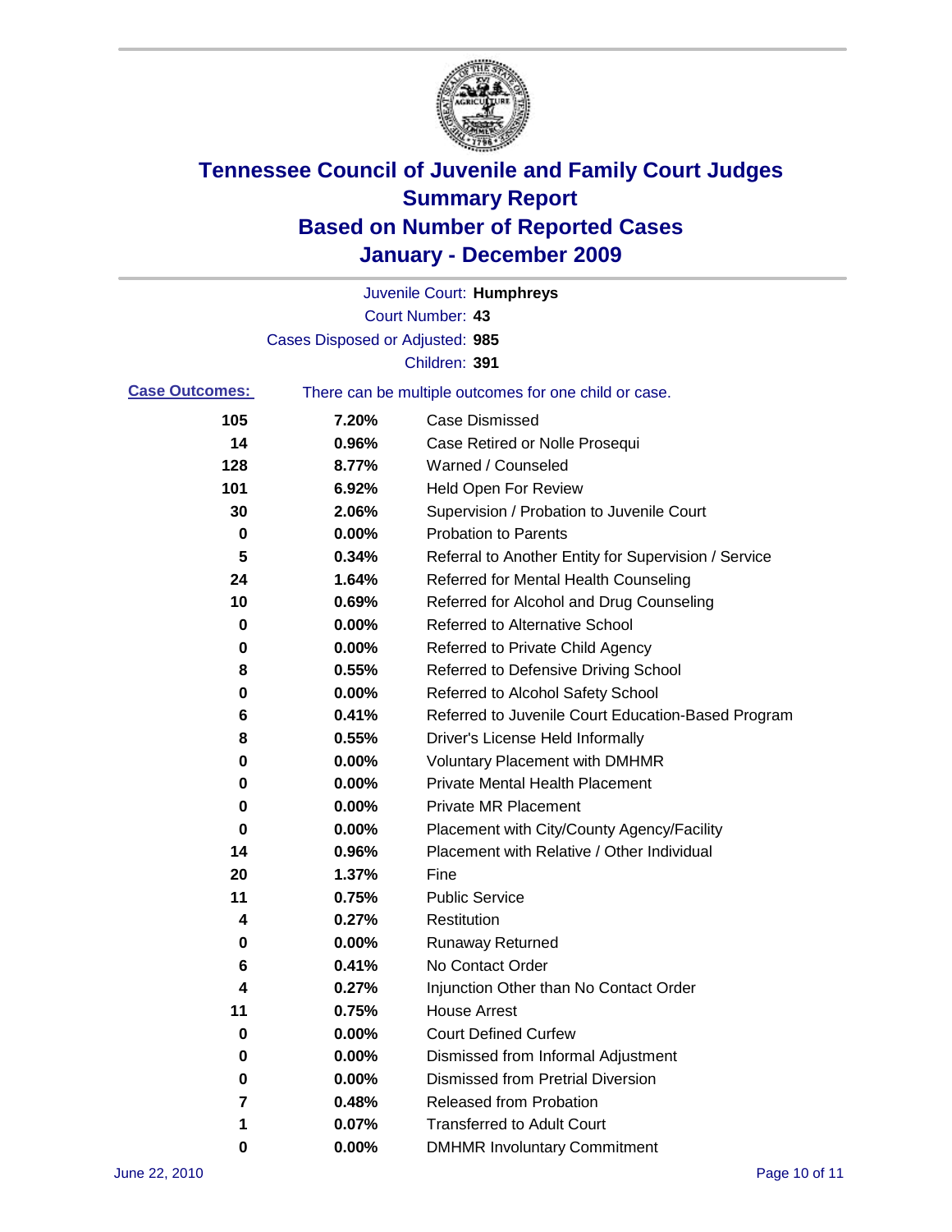# Tennessee Council of Juvenile and Family Court Judges
# Summary Report
# Based on Number of Reported Cases
# January - December 2009

Juvenile Court: **Humphreys**

Court Number: **43**

Cases Disposed or Adjusted: **985**

Children: **391**

**Case Outcomes:** There can be multiple outcomes for one child or case.

| Count | Percent | Outcome |
|---|---|---|
| 105 | 7.20% | Case Dismissed |
| 14 | 0.96% | Case Retired or Nolle Prosequi |
| 128 | 8.77% | Warned / Counseled |
| 101 | 6.92% | Held Open For Review |
| 30 | 2.06% | Supervision / Probation to Juvenile Court |
| 0 | 0.00% | Probation to Parents |
| 5 | 0.34% | Referral to Another Entity for Supervision / Service |
| 24 | 1.64% | Referred for Mental Health Counseling |
| 10 | 0.69% | Referred for Alcohol and Drug Counseling |
| 0 | 0.00% | Referred to Alternative School |
| 0 | 0.00% | Referred to Private Child Agency |
| 8 | 0.55% | Referred to Defensive Driving School |
| 0 | 0.00% | Referred to Alcohol Safety School |
| 6 | 0.41% | Referred to Juvenile Court Education-Based Program |
| 8 | 0.55% | Driver's License Held Informally |
| 0 | 0.00% | Voluntary Placement with DMHMR |
| 0 | 0.00% | Private Mental Health Placement |
| 0 | 0.00% | Private MR Placement |
| 0 | 0.00% | Placement with City/County Agency/Facility |
| 14 | 0.96% | Placement with Relative / Other Individual |
| 20 | 1.37% | Fine |
| 11 | 0.75% | Public Service |
| 4 | 0.27% | Restitution |
| 0 | 0.00% | Runaway Returned |
| 6 | 0.41% | No Contact Order |
| 4 | 0.27% | Injunction Other than No Contact Order |
| 11 | 0.75% | House Arrest |
| 0 | 0.00% | Court Defined Curfew |
| 0 | 0.00% | Dismissed from Informal Adjustment |
| 0 | 0.00% | Dismissed from Pretrial Diversion |
| 7 | 0.48% | Released from Probation |
| 1 | 0.07% | Transferred to Adult Court |
| 0 | 0.00% | DMHMR Involuntary Commitment |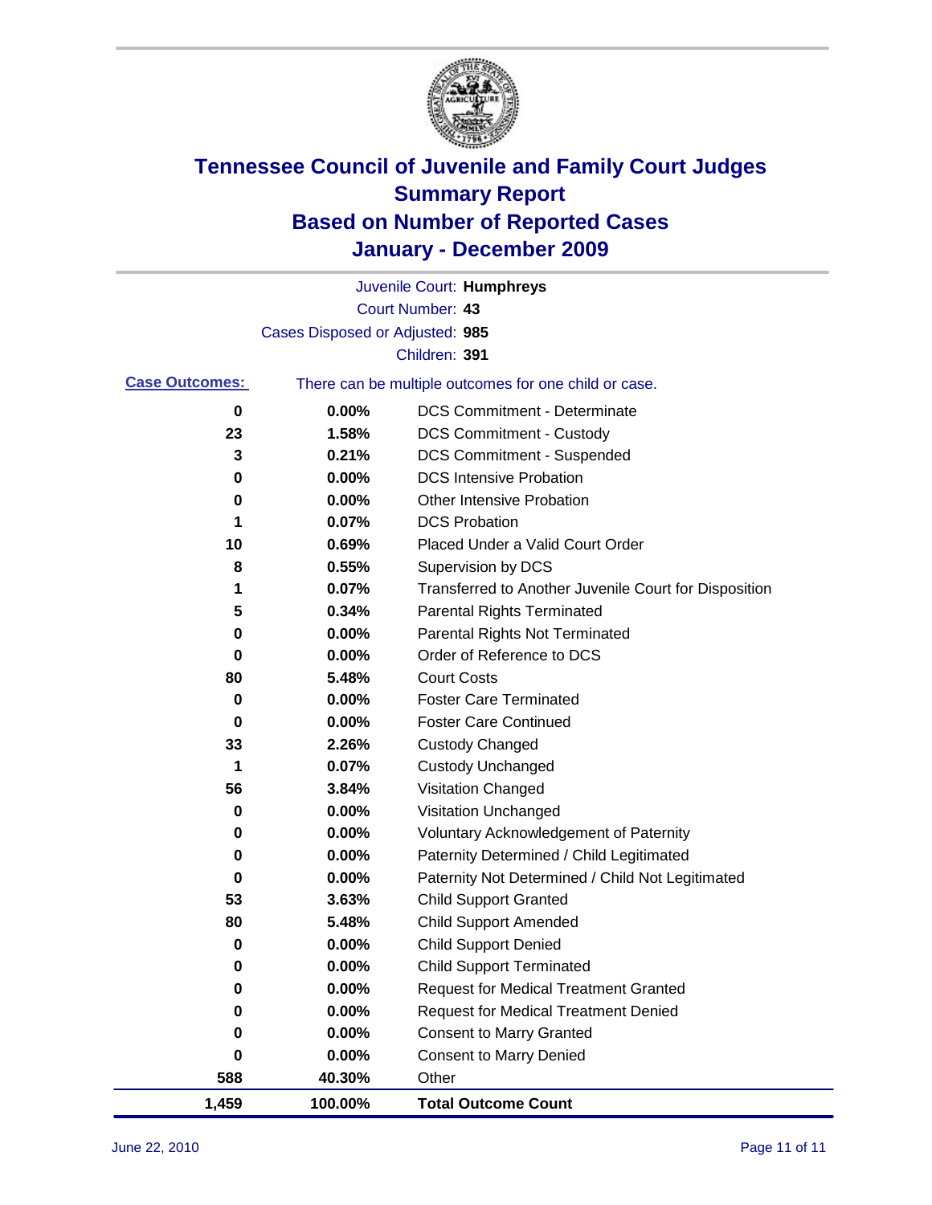# Tennessee Council of Juvenile and Family Court Judges
## Summary Report
## Based on Number of Reported Cases
## January - December 2009

Juvenile Court: **Humphreys**
Court Number: **43**
Cases Disposed or Adjusted: **985**
Children: **391**

**Case Outcomes:** There can be multiple outcomes for one child or case.

| | | |
|---|---|---|
| 0 | 0.00% | DCS Commitment - Determinate |
| 23 | 1.58% | DCS Commitment - Custody |
| 3 | 0.21% | DCS Commitment - Suspended |
| 0 | 0.00% | DCS Intensive Probation |
| 0 | 0.00% | Other Intensive Probation |
| 1 | 0.07% | DCS Probation |
| 10 | 0.69% | Placed Under a Valid Court Order |
| 8 | 0.55% | Supervision by DCS |
| 1 | 0.07% | Transferred to Another Juvenile Court for Disposition |
| 5 | 0.34% | Parental Rights Terminated |
| 0 | 0.00% | Parental Rights Not Terminated |
| 0 | 0.00% | Order of Reference to DCS |
| 80 | 5.48% | Court Costs |
| 0 | 0.00% | Foster Care Terminated |
| 0 | 0.00% | Foster Care Continued |
| 33 | 2.26% | Custody Changed |
| 1 | 0.07% | Custody Unchanged |
| 56 | 3.84% | Visitation Changed |
| 0 | 0.00% | Visitation Unchanged |
| 0 | 0.00% | Voluntary Acknowledgement of Paternity |
| 0 | 0.00% | Paternity Determined / Child Legitimated |
| 0 | 0.00% | Paternity Not Determined / Child Not Legitimated |
| 53 | 3.63% | Child Support Granted |
| 80 | 5.48% | Child Support Amended |
| 0 | 0.00% | Child Support Denied |
| 0 | 0.00% | Child Support Terminated |
| 0 | 0.00% | Request for Medical Treatment Granted |
| 0 | 0.00% | Request for Medical Treatment Denied |
| 0 | 0.00% | Consent to Marry Granted |
| 0 | 0.00% | Consent to Marry Denied |
| 588 | 40.30% | Other |
| **1,459** | **100.00%** | **Total Outcome Count** |

June 22, 2010